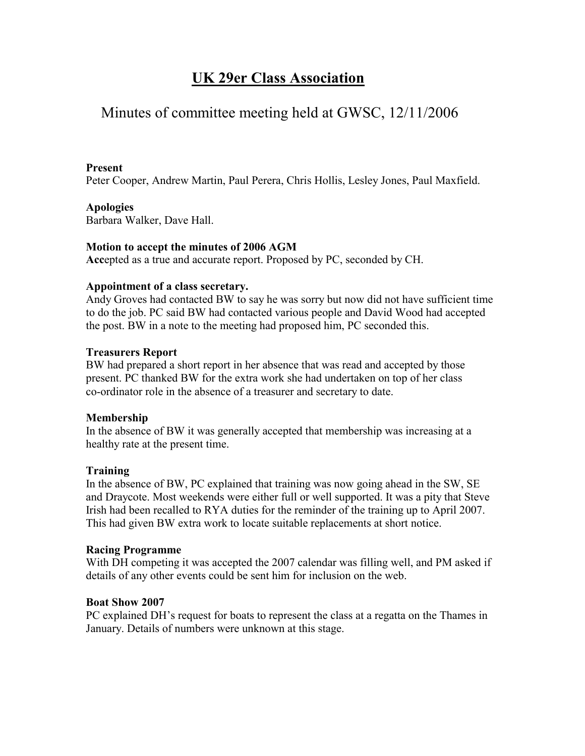# UK 29er Class Association

## Minutes of committee meeting held at GWSC, 12/11/2006

**Present**
Peter Cooper, Andrew Martin, Paul Perera, Chris Hollis, Lesley Jones, Paul Maxfield.

**Apologies**
Barbara Walker, Dave Hall.

**Motion to accept the minutes of 2006 AGM**
**Acc**epted as a true and accurate report. Proposed by PC, seconded by CH.

**Appointment of a class secretary.**
Andy Groves had contacted BW to say he was sorry but now did not have sufficient time to do the job. PC said BW had contacted various people and David Wood had accepted the post. BW in a note to the meeting had proposed him, PC seconded this.

**Treasurers Report**
BW had prepared a short report in her absence that was read and accepted by those present. PC thanked BW for the extra work she had undertaken on top of her class co-ordinator role in the absence of a treasurer and secretary to date.

**Membership**
In the absence of BW it was generally accepted that membership was increasing at a healthy rate at the present time.

**Training**
In the absence of BW, PC explained that training was now going ahead in the SW, SE and Draycote. Most weekends were either full or well supported. It was a pity that Steve Irish had been recalled to RYA duties for the reminder of the training up to April 2007. This had given BW extra work to locate suitable replacements at short notice.

**Racing Programme**
With DH competing it was accepted the 2007 calendar was filling well, and PM asked if details of any other events could be sent him for inclusion on the web.

**Boat Show 2007**
PC explained DH's request for boats to represent the class at a regatta on the Thames in January. Details of numbers were unknown at this stage.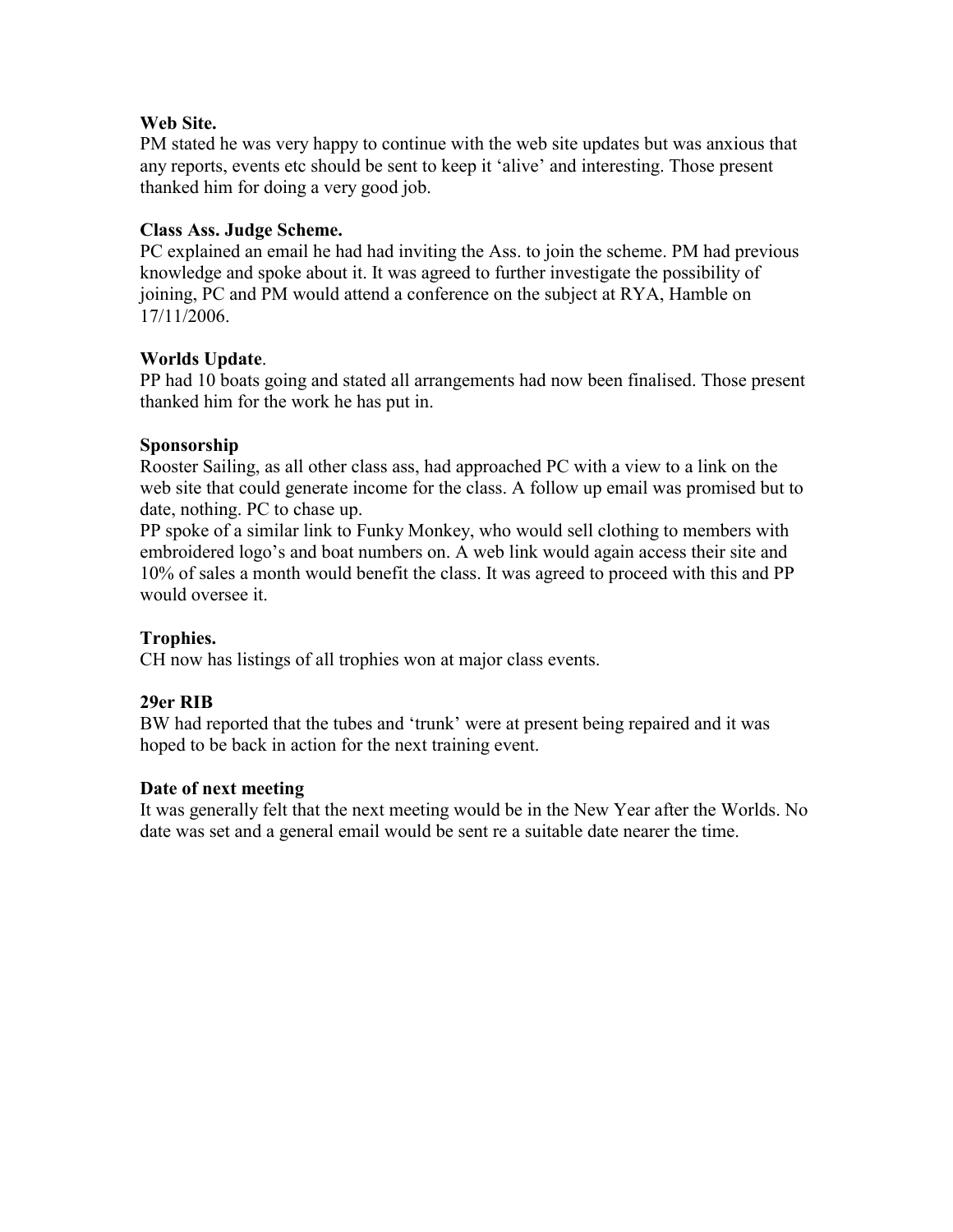**Web Site.**
PM stated he was very happy to continue with the web site updates but was anxious that any reports, events etc should be sent to keep it 'alive' and interesting. Those present thanked him for doing a very good job.

**Class Ass. Judge Scheme.**
PC explained an email he had had inviting the Ass. to join the scheme. PM had previous knowledge and spoke about it. It was agreed to further investigate the possibility of joining, PC and PM would attend a conference on the subject at RYA, Hamble on 17/11/2006.

**Worlds Update**.
PP had 10 boats going and stated all arrangements had now been finalised. Those present thanked him for the work he has put in.

**Sponsorship**
Rooster Sailing, as all other class ass, had approached PC with a view to a link on the web site that could generate income for the class. A follow up email was promised but to date, nothing. PC to chase up.
PP spoke of a similar link to Funky Monkey, who would sell clothing to members with embroidered logo's and boat numbers on. A web link would again access their site and 10% of sales a month would benefit the class. It was agreed to proceed with this and PP would oversee it.

**Trophies.**
CH now has listings of all trophies won at major class events.

**29er RIB**
BW had reported that the tubes and 'trunk' were at present being repaired and it was hoped to be back in action for the next training event.

**Date of next meeting**
It was generally felt that the next meeting would be in the New Year after the Worlds. No date was set and a general email would be sent re a suitable date nearer the time.